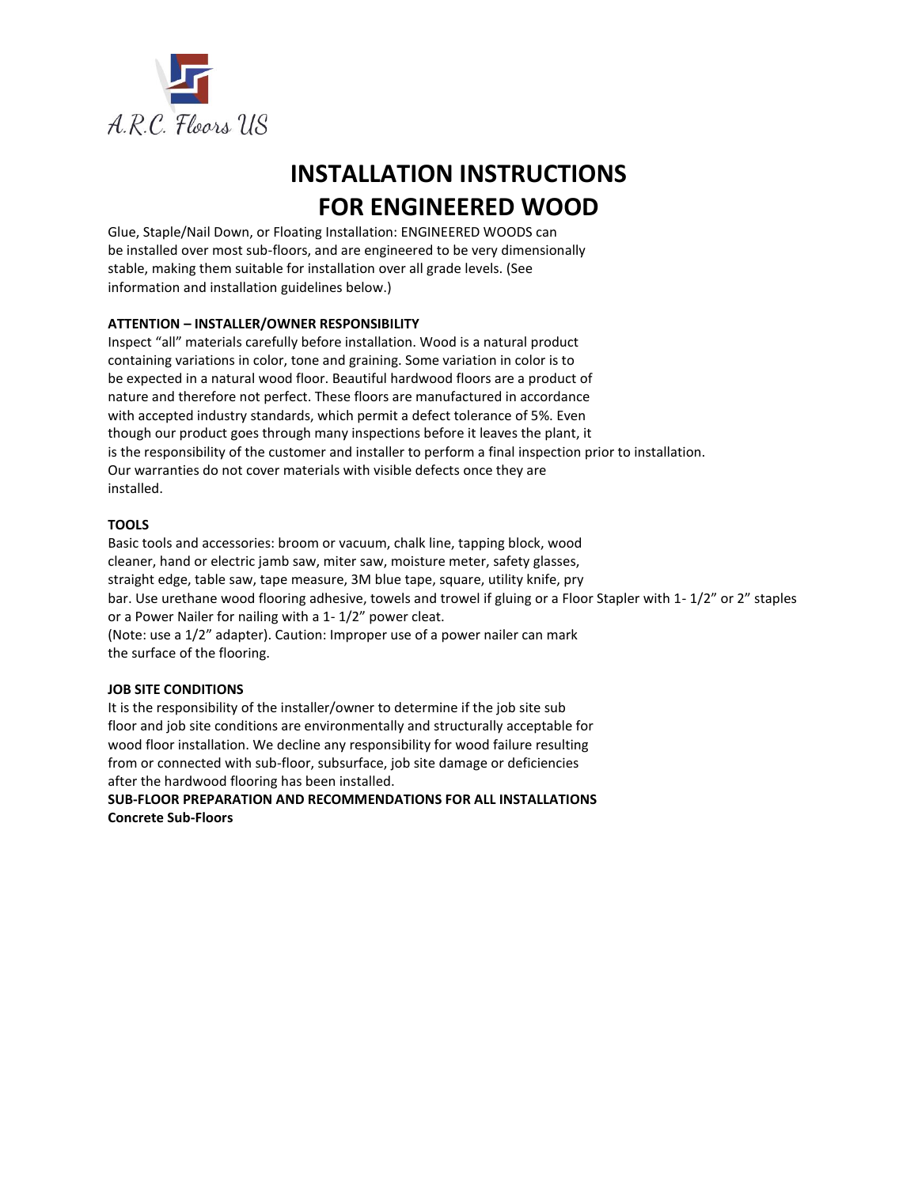A.R.C. Floors US

# INSTALLATION INSTRUCTIONS FOR ENGINEERED WOOD

Glue, Staple/Nail Down, or Floating Installation: ENGINEERED WOODS can be installed over most sub-floors, and are engineered to be very dimensionally stable, making them suitable for installation over all grade levels. (See information and installation guidelines below.)

**ATTENTION – INSTALLER/OWNER RESPONSIBILITY**

Inspect "all" materials carefully before installation. Wood is a natural product containing variations in color, tone and graining. Some variation in color is to be expected in a natural wood floor. Beautiful hardwood floors are a product of nature and therefore not perfect. These floors are manufactured in accordance with accepted industry standards, which permit a defect tolerance of 5%. Even though our product goes through many inspections before it leaves the plant, it is the responsibility of the customer and installer to perform a final inspection prior to installation. Our warranties do not cover materials with visible defects once they are installed.

**TOOLS**

Basic tools and accessories: broom or vacuum, chalk line, tapping block, wood cleaner, hand or electric jamb saw, miter saw, moisture meter, safety glasses, straight edge, table saw, tape measure, 3M blue tape, square, utility knife, pry bar. Use urethane wood flooring adhesive, towels and trowel if gluing or a Floor Stapler with 1- 1/2" or 2" staples or a Power Nailer for nailing with a 1- 1/2" power cleat.
(Note: use a 1/2" adapter). Caution: Improper use of a power nailer can mark the surface of the flooring.

**JOB SITE CONDITIONS**

It is the responsibility of the installer/owner to determine if the job site sub floor and job site conditions are environmentally and structurally acceptable for wood floor installation. We decline any responsibility for wood failure resulting from or connected with sub-floor, subsurface, job site damage or deficiencies after the hardwood flooring has been installed.

**SUB-FLOOR PREPARATION AND RECOMMENDATIONS FOR ALL INSTALLATIONS**

**Concrete Sub-Floors**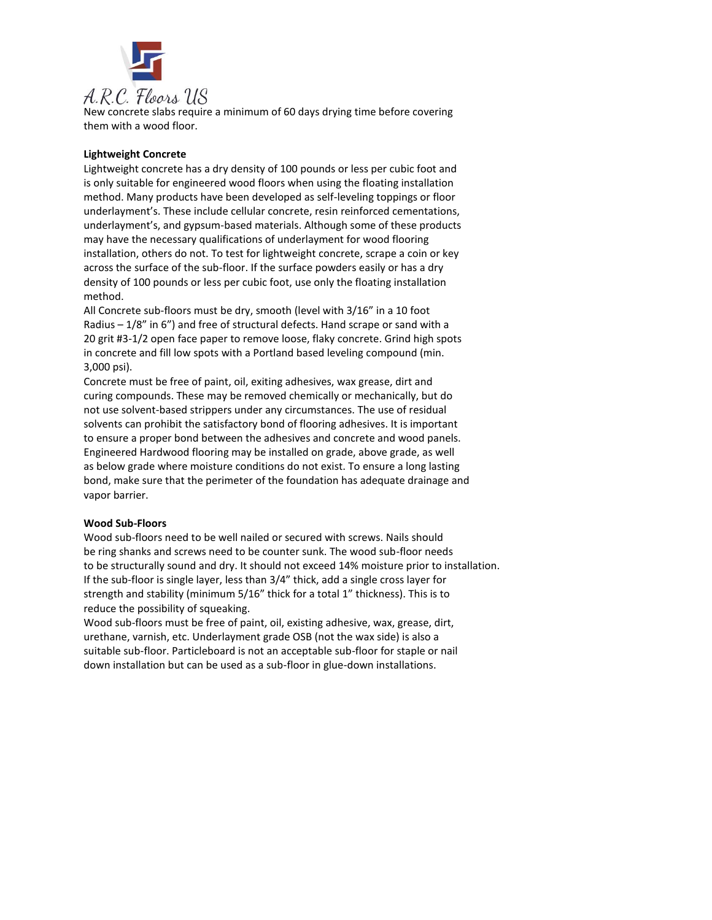New concrete slabs require a minimum of 60 days drying time before covering them with a wood floor.

**Lightweight Concrete**

Lightweight concrete has a dry density of 100 pounds or less per cubic foot and is only suitable for engineered wood floors when using the floating installation method. Many products have been developed as self-leveling toppings or floor underlayment's. These include cellular concrete, resin reinforced cementations, underlayment's, and gypsum-based materials. Although some of these products may have the necessary qualifications of underlayment for wood flooring installation, others do not. To test for lightweight concrete, scrape a coin or key across the surface of the sub-floor. If the surface powders easily or has a dry density of 100 pounds or less per cubic foot, use only the floating installation method.

All Concrete sub-floors must be dry, smooth (level with 3/16" in a 10 foot Radius – 1/8" in 6") and free of structural defects. Hand scrape or sand with a 20 grit #3-1/2 open face paper to remove loose, flaky concrete. Grind high spots in concrete and fill low spots with a Portland based leveling compound (min. 3,000 psi).

Concrete must be free of paint, oil, exiting adhesives, wax grease, dirt and curing compounds. These may be removed chemically or mechanically, but do not use solvent-based strippers under any circumstances. The use of residual solvents can prohibit the satisfactory bond of flooring adhesives. It is important to ensure a proper bond between the adhesives and concrete and wood panels. Engineered Hardwood flooring may be installed on grade, above grade, as well as below grade where moisture conditions do not exist. To ensure a long lasting bond, make sure that the perimeter of the foundation has adequate drainage and vapor barrier.

**Wood Sub-Floors**

Wood sub-floors need to be well nailed or secured with screws. Nails should be ring shanks and screws need to be counter sunk. The wood sub-floor needs to be structurally sound and dry. It should not exceed 14% moisture prior to installation. If the sub-floor is single layer, less than 3/4" thick, add a single cross layer for strength and stability (minimum 5/16" thick for a total 1" thickness). This is to reduce the possibility of squeaking.

Wood sub-floors must be free of paint, oil, existing adhesive, wax, grease, dirt, urethane, varnish, etc. Underlayment grade OSB (not the wax side) is also a suitable sub-floor. Particleboard is not an acceptable sub-floor for staple or nail down installation but can be used as a sub-floor in glue-down installations.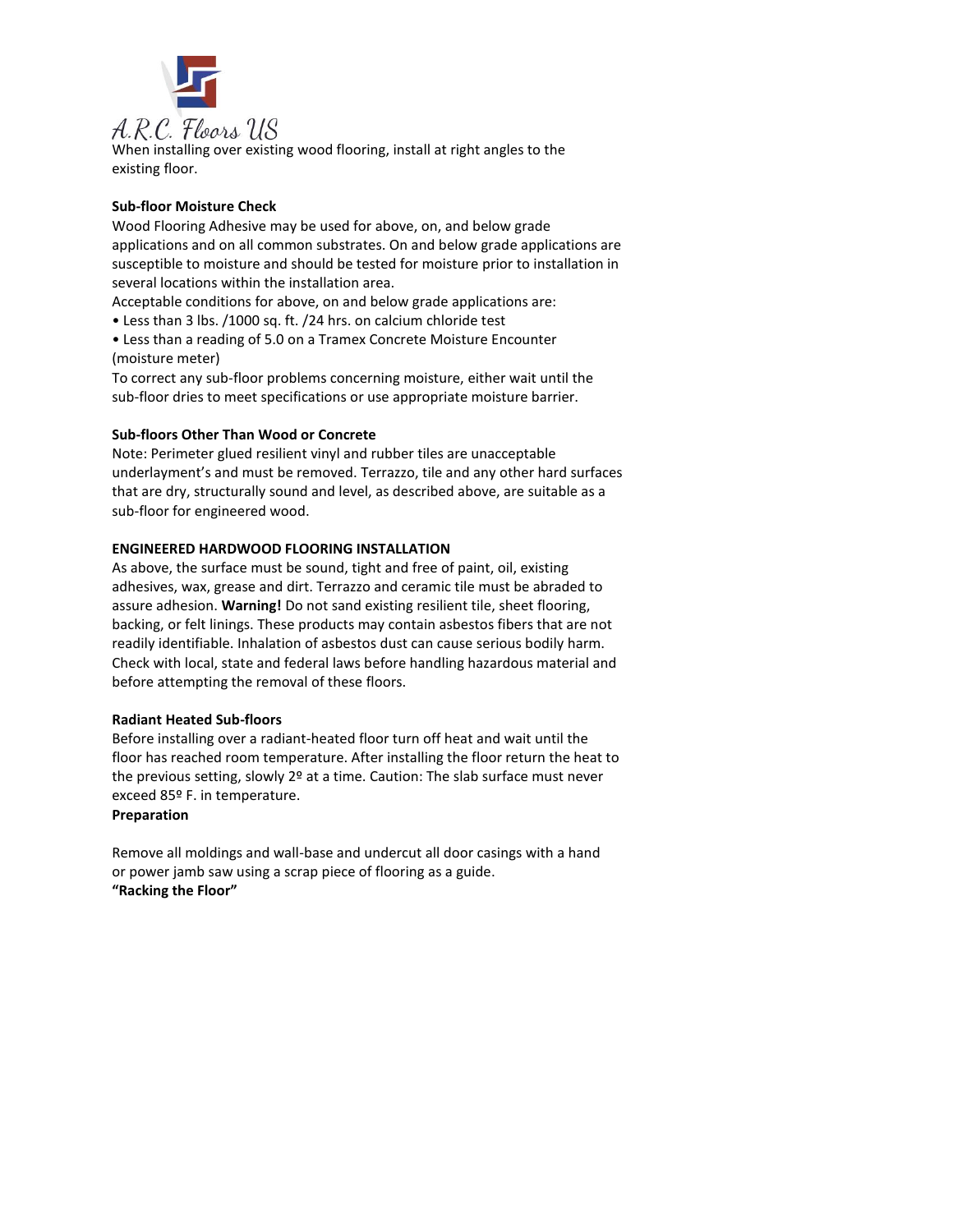When installing over existing wood flooring, install at right angles to the existing floor.

**Sub-floor Moisture Check**

Wood Flooring Adhesive may be used for above, on, and below grade applications and on all common substrates. On and below grade applications are susceptible to moisture and should be tested for moisture prior to installation in several locations within the installation area.

Acceptable conditions for above, on and below grade applications are:

- Less than 3 lbs. /1000 sq. ft. /24 hrs. on calcium chloride test
- Less than a reading of 5.0 on a Tramex Concrete Moisture Encounter (moisture meter)

To correct any sub-floor problems concerning moisture, either wait until the sub-floor dries to meet specifications or use appropriate moisture barrier.

**Sub-floors Other Than Wood or Concrete**

Note: Perimeter glued resilient vinyl and rubber tiles are unacceptable underlayment's and must be removed. Terrazzo, tile and any other hard surfaces that are dry, structurally sound and level, as described above, are suitable as a sub-floor for engineered wood.

**ENGINEERED HARDWOOD FLOORING INSTALLATION**

As above, the surface must be sound, tight and free of paint, oil, existing adhesives, wax, grease and dirt. Terrazzo and ceramic tile must be abraded to assure adhesion. **Warning!** Do not sand existing resilient tile, sheet flooring, backing, or felt linings. These products may contain asbestos fibers that are not readily identifiable. Inhalation of asbestos dust can cause serious bodily harm. Check with local, state and federal laws before handling hazardous material and before attempting the removal of these floors.

**Radiant Heated Sub-floors**

Before installing over a radiant-heated floor turn off heat and wait until the floor has reached room temperature. After installing the floor return the heat to the previous setting, slowly 2º at a time. Caution: The slab surface must never exceed 85º F. in temperature.

**Preparation**

Remove all moldings and wall-base and undercut all door casings with a hand or power jamb saw using a scrap piece of flooring as a guide.

**"Racking the Floor"**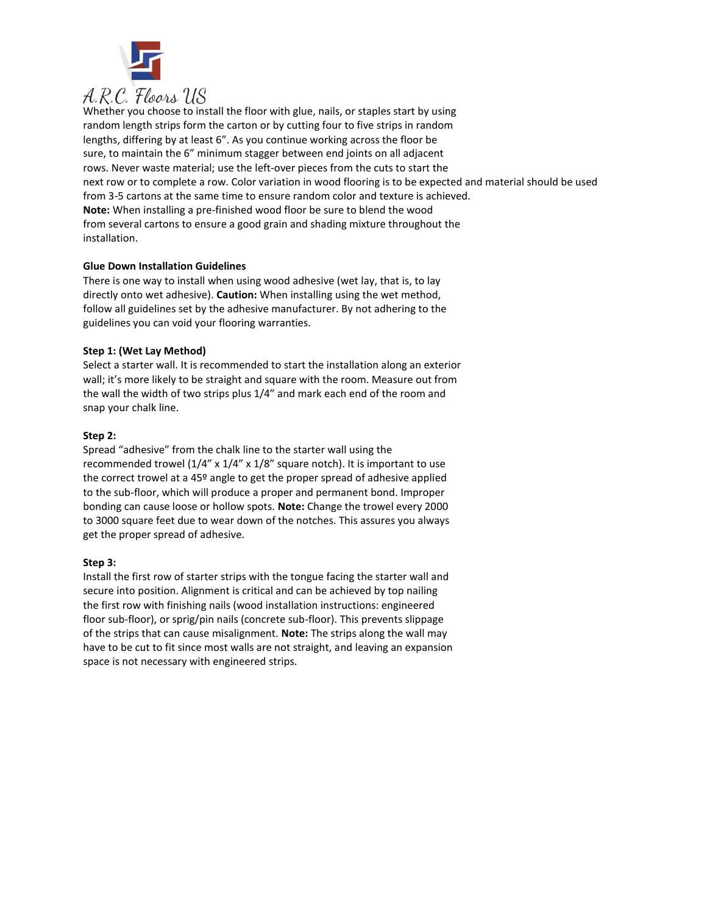A.R.C. Floors US

Whether you choose to install the floor with glue, nails, or staples start by using random length strips form the carton or by cutting four to five strips in random lengths, differing by at least 6". As you continue working across the floor be sure, to maintain the 6" minimum stagger between end joints on all adjacent rows. Never waste material; use the left-over pieces from the cuts to start the next row or to complete a row. Color variation in wood flooring is to be expected and material should be used from 3-5 cartons at the same time to ensure random color and texture is achieved.
**Note:** When installing a pre-finished wood floor be sure to blend the wood from several cartons to ensure a good grain and shading mixture throughout the installation.

**Glue Down Installation Guidelines**

There is one way to install when using wood adhesive (wet lay, that is, to lay directly onto wet adhesive). **Caution:** When installing using the wet method, follow all guidelines set by the adhesive manufacturer. By not adhering to the guidelines you can void your flooring warranties.

**Step 1: (Wet Lay Method)**

Select a starter wall. It is recommended to start the installation along an exterior wall; it's more likely to be straight and square with the room. Measure out from the wall the width of two strips plus 1/4" and mark each end of the room and snap your chalk line.

**Step 2:**

Spread "adhesive" from the chalk line to the starter wall using the recommended trowel (1/4" x 1/4" x 1/8" square notch). It is important to use the correct trowel at a 45º angle to get the proper spread of adhesive applied to the sub-floor, which will produce a proper and permanent bond. Improper bonding can cause loose or hollow spots. **Note:** Change the trowel every 2000 to 3000 square feet due to wear down of the notches. This assures you always get the proper spread of adhesive.

**Step 3:**

Install the first row of starter strips with the tongue facing the starter wall and secure into position. Alignment is critical and can be achieved by top nailing the first row with finishing nails (wood installation instructions: engineered floor sub-floor), or sprig/pin nails (concrete sub-floor). This prevents slippage of the strips that can cause misalignment. **Note:** The strips along the wall may have to be cut to fit since most walls are not straight, and leaving an expansion space is not necessary with engineered strips.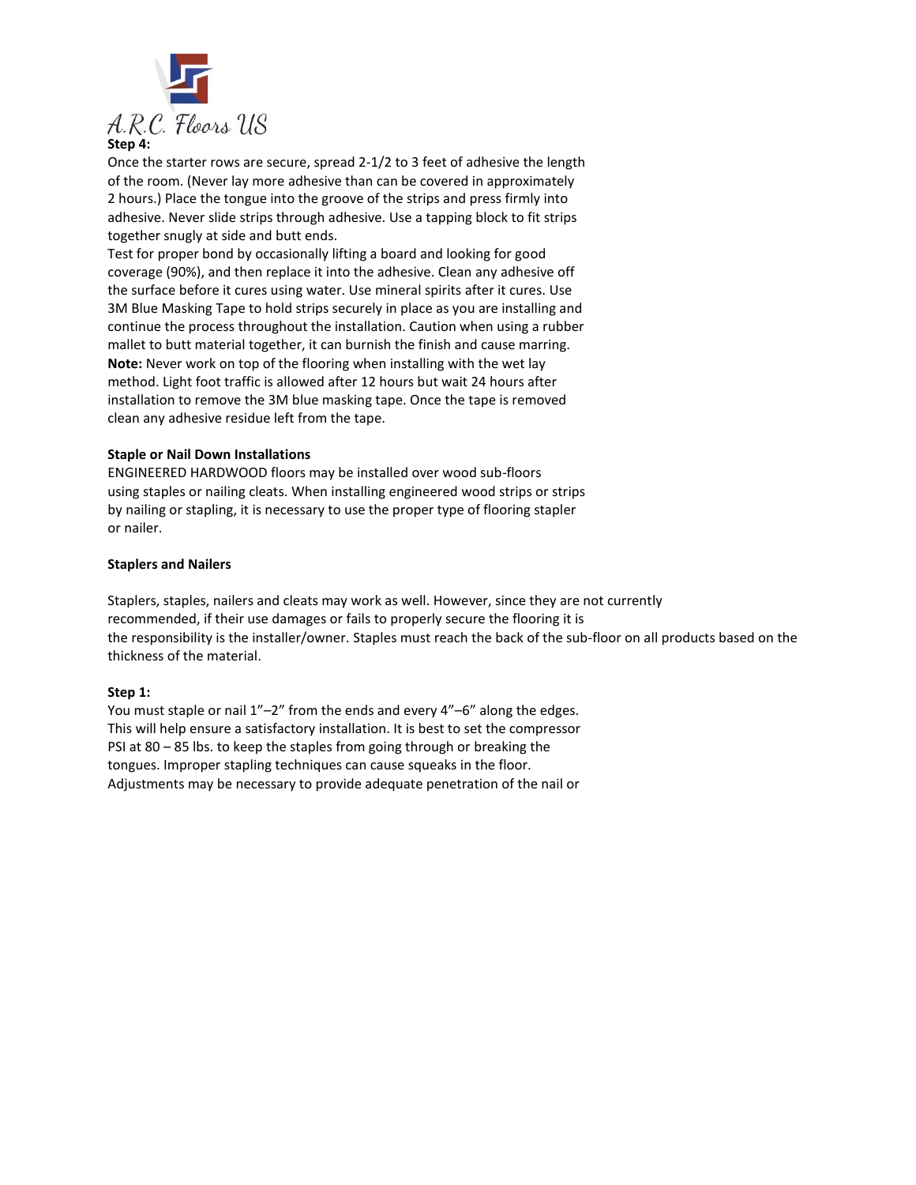**Step 4:**

Once the starter rows are secure, spread 2-1/2 to 3 feet of adhesive the length of the room. (Never lay more adhesive than can be covered in approximately 2 hours.) Place the tongue into the groove of the strips and press firmly into adhesive. Never slide strips through adhesive. Use a tapping block to fit strips together snugly at side and butt ends.

Test for proper bond by occasionally lifting a board and looking for good coverage (90%), and then replace it into the adhesive. Clean any adhesive off the surface before it cures using water. Use mineral spirits after it cures. Use 3M Blue Masking Tape to hold strips securely in place as you are installing and continue the process throughout the installation. Caution when using a rubber mallet to butt material together, it can burnish the finish and cause marring.

**Note:** Never work on top of the flooring when installing with the wet lay method. Light foot traffic is allowed after 12 hours but wait 24 hours after installation to remove the 3M blue masking tape. Once the tape is removed clean any adhesive residue left from the tape.

**Staple or Nail Down Installations**

ENGINEERED HARDWOOD floors may be installed over wood sub-floors using staples or nailing cleats. When installing engineered wood strips or strips by nailing or stapling, it is necessary to use the proper type of flooring stapler or nailer.

**Staplers and Nailers**

Staplers, staples, nailers and cleats may work as well. However, since they are not currently recommended, if their use damages or fails to properly secure the flooring it is the responsibility is the installer/owner. Staples must reach the back of the sub-floor on all products based on the thickness of the material.

**Step 1:**

You must staple or nail 1"–2" from the ends and every 4"–6" along the edges. This will help ensure a satisfactory installation. It is best to set the compressor PSI at 80 – 85 lbs. to keep the staples from going through or breaking the tongues. Improper stapling techniques can cause squeaks in the floor. Adjustments may be necessary to provide adequate penetration of the nail or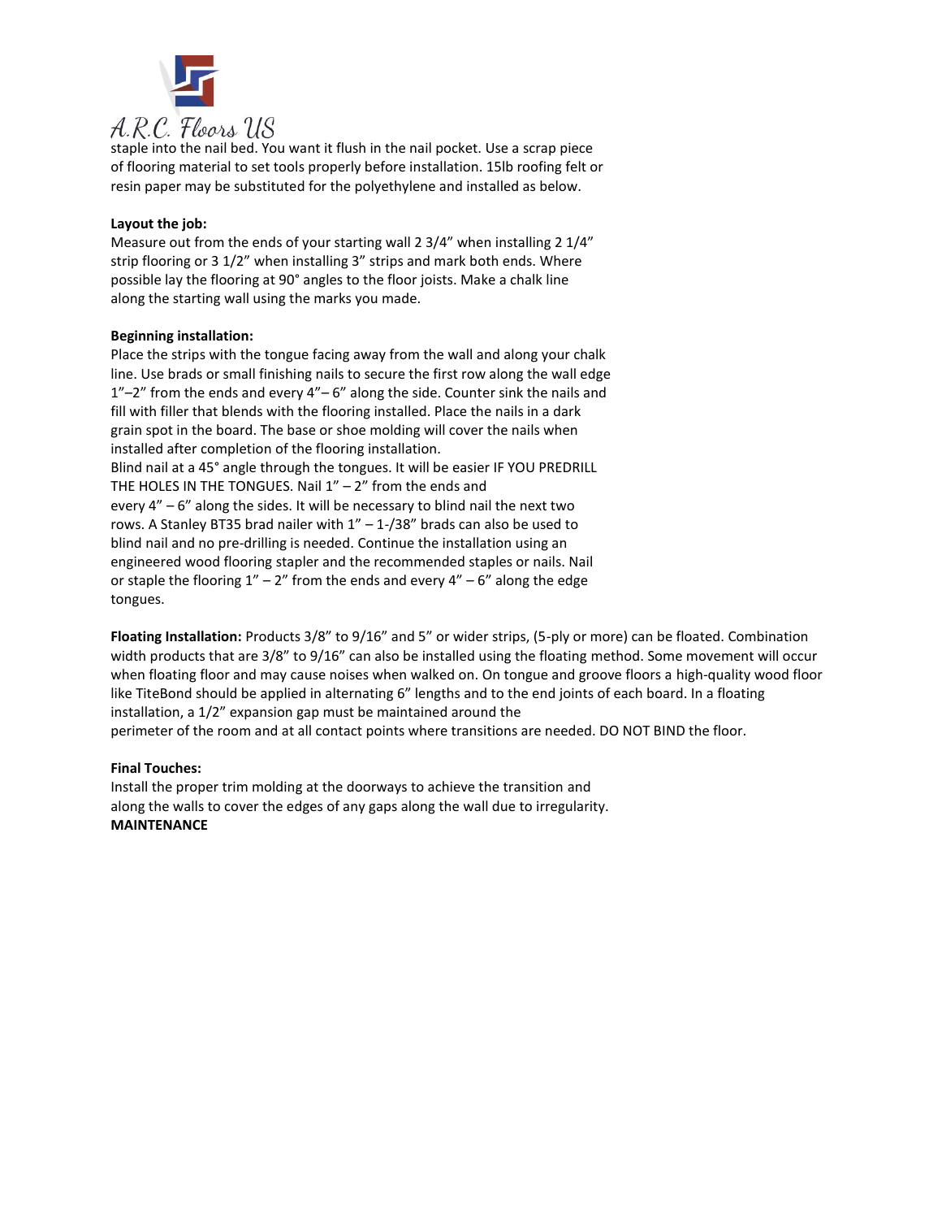staple into the nail bed. You want it flush in the nail pocket. Use a scrap piece of flooring material to set tools properly before installation. 15lb roofing felt or resin paper may be substituted for the polyethylene and installed as below.

**Layout the job:**
Measure out from the ends of your starting wall 2 3/4" when installing 2 1/4" strip flooring or 3 1/2" when installing 3" strips and mark both ends. Where possible lay the flooring at 90° angles to the floor joists. Make a chalk line along the starting wall using the marks you made.

**Beginning installation:**
Place the strips with the tongue facing away from the wall and along your chalk line. Use brads or small finishing nails to secure the first row along the wall edge 1"–2" from the ends and every 4"– 6" along the side. Counter sink the nails and fill with filler that blends with the flooring installed. Place the nails in a dark grain spot in the board. The base or shoe molding will cover the nails when installed after completion of the flooring installation.
Blind nail at a 45° angle through the tongues. It will be easier IF YOU PREDRILL THE HOLES IN THE TONGUES. Nail 1" – 2" from the ends and every 4" – 6" along the sides. It will be necessary to blind nail the next two rows. A Stanley BT35 brad nailer with 1" – 1-/38" brads can also be used to blind nail and no pre-drilling is needed. Continue the installation using an engineered wood flooring stapler and the recommended staples or nails. Nail or staple the flooring 1" – 2" from the ends and every 4" – 6" along the edge tongues.

**Floating Installation:** Products 3/8" to 9/16" and 5" or wider strips, (5-ply or more) can be floated. Combination width products that are 3/8" to 9/16" can also be installed using the floating method. Some movement will occur when floating floor and may cause noises when walked on. On tongue and groove floors a high-quality wood floor like TiteBond should be applied in alternating 6" lengths and to the end joints of each board. In a floating installation, a 1/2" expansion gap must be maintained around the perimeter of the room and at all contact points where transitions are needed. DO NOT BIND the floor.

**Final Touches:**
Install the proper trim molding at the doorways to achieve the transition and along the walls to cover the edges of any gaps along the wall due to irregularity.

**MAINTENANCE**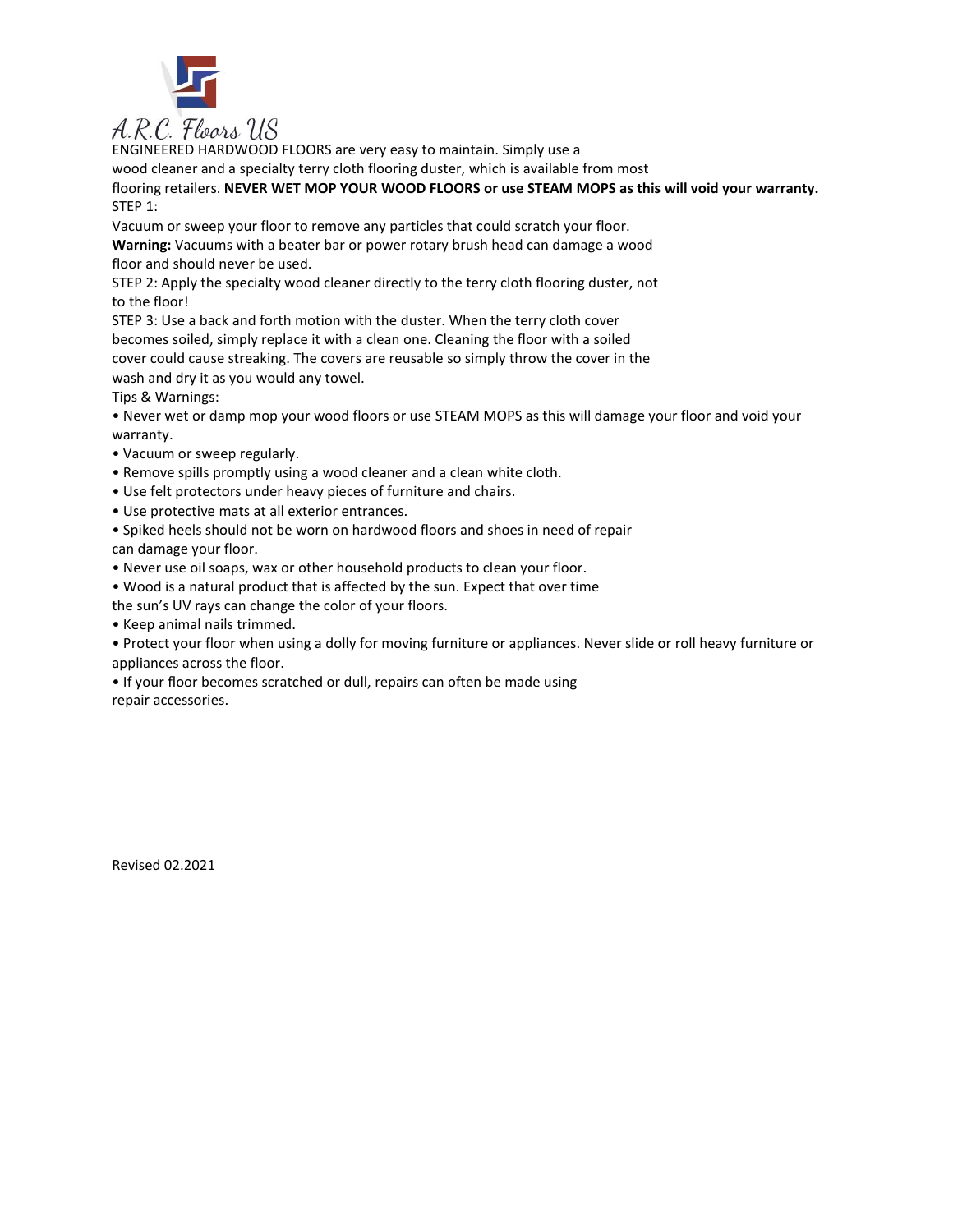A.R.C. Floors US

ENGINEERED HARDWOOD FLOORS are very easy to maintain. Simply use a wood cleaner and a specialty terry cloth flooring duster, which is available from most flooring retailers. **NEVER WET MOP YOUR WOOD FLOORS or use STEAM MOPS as this will void your warranty.**

STEP 1:

Vacuum or sweep your floor to remove any particles that could scratch your floor.

**Warning:** Vacuums with a beater bar or power rotary brush head can damage a wood floor and should never be used.

STEP 2: Apply the specialty wood cleaner directly to the terry cloth flooring duster, not to the floor!

STEP 3: Use a back and forth motion with the duster. When the terry cloth cover becomes soiled, simply replace it with a clean one. Cleaning the floor with a soiled cover could cause streaking. The covers are reusable so simply throw the cover in the wash and dry it as you would any towel.

Tips & Warnings:

- Never wet or damp mop your wood floors or use STEAM MOPS as this will damage your floor and void your warranty.
- Vacuum or sweep regularly.
- Remove spills promptly using a wood cleaner and a clean white cloth.
- Use felt protectors under heavy pieces of furniture and chairs.
- Use protective mats at all exterior entrances.
- Spiked heels should not be worn on hardwood floors and shoes in need of repair can damage your floor.
- Never use oil soaps, wax or other household products to clean your floor.
- Wood is a natural product that is affected by the sun. Expect that over time the sun's UV rays can change the color of your floors.
- Keep animal nails trimmed.
- Protect your floor when using a dolly for moving furniture or appliances. Never slide or roll heavy furniture or appliances across the floor.
- If your floor becomes scratched or dull, repairs can often be made using repair accessories.

Revised 02.2021